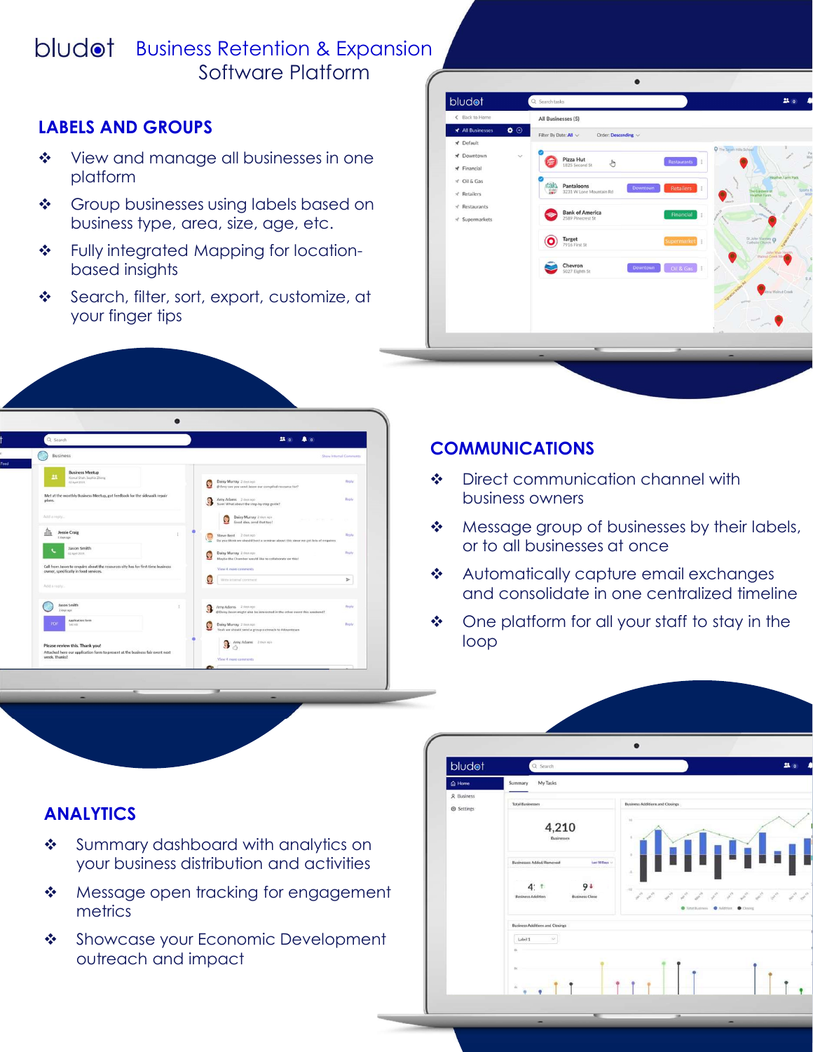# bludot Business Retention & Expansion Software Platform

## LABELS AND GROUPS

- View and manage all businesses in one platform
- Group businesses using labels based on business type, area, size, age, etc.
- Fully integrated Mapping for location-based insights
- Search, filter, sort, export, customize, at your finger tips

## COMMUNICATIONS

- Direct communication channel with business owners
- Message group of businesses by their labels, or to all businesses at once
- Automatically capture email exchanges and consolidate in one centralized timeline
- One platform for all your staff to stay in the loop

## ANALYTICS

- Summary dashboard with analytics on your business distribution and activities
- Message open tracking for engagement metrics
- Showcase your Economic Development outreach and impact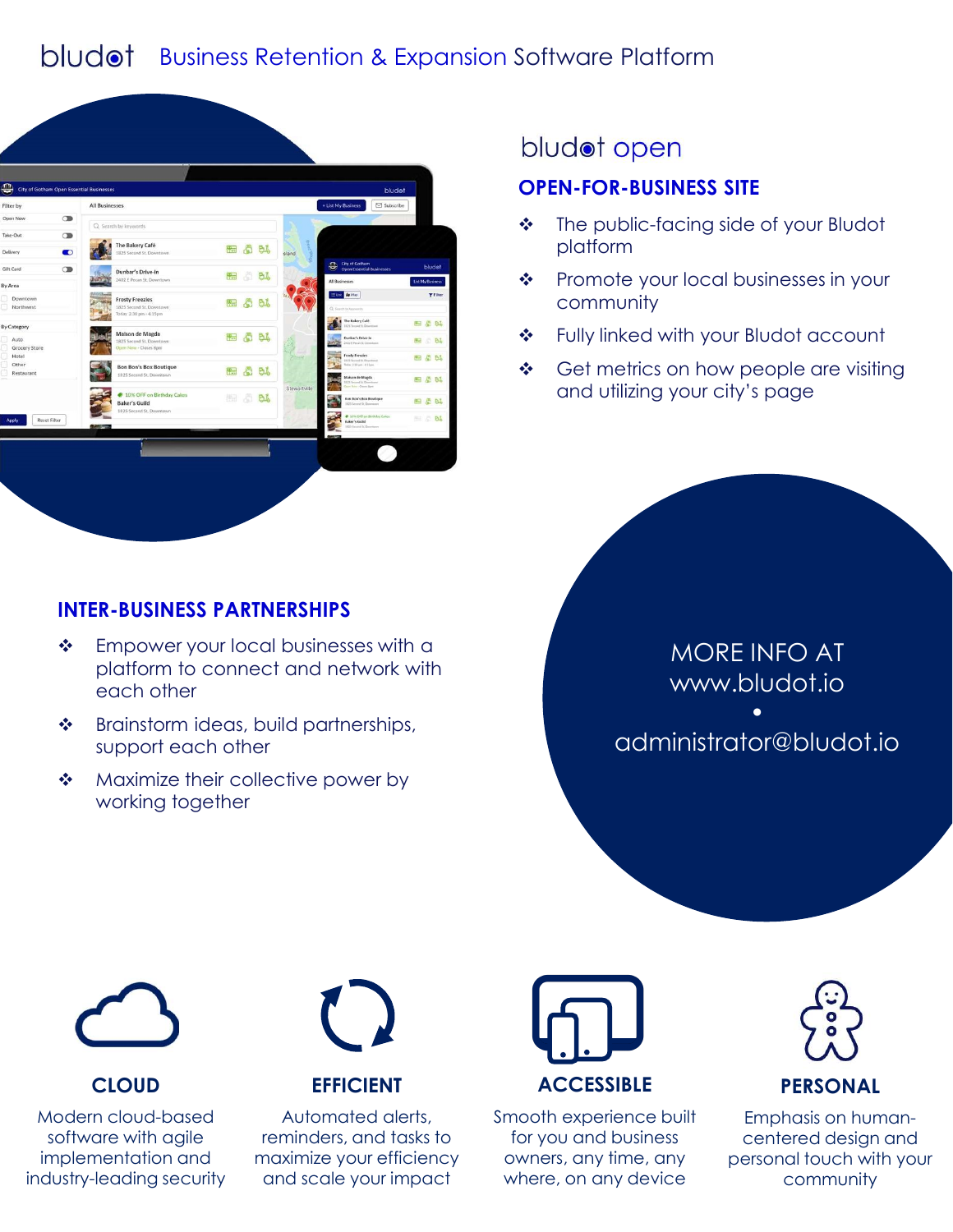# bludot Business Retention & Expansion Software Platform

## bludot open

### OPEN-FOR-BUSINESS SITE

- The public-facing side of your Bludot platform
- Promote your local businesses in your community
- Fully linked with your Bludot account
- Get metrics on how people are visiting and utilizing your city's page

### INTER-BUSINESS PARTNERSHIPS

- Empower your local businesses with a platform to connect and network with each other
- Brainstorm ideas, build partnerships, support each other
- Maximize their collective power by working together

MORE INFO AT
www.bludot.io
•
administrator@bludot.io

### CLOUD

Modern cloud-based software with agile implementation and industry-leading security

### EFFICIENT

Automated alerts, reminders, and tasks to maximize your efficiency and scale your impact

### ACCESSIBLE

Smooth experience built for you and business owners, any time, any where, on any device

### PERSONAL

Emphasis on human-centered design and personal touch with your community